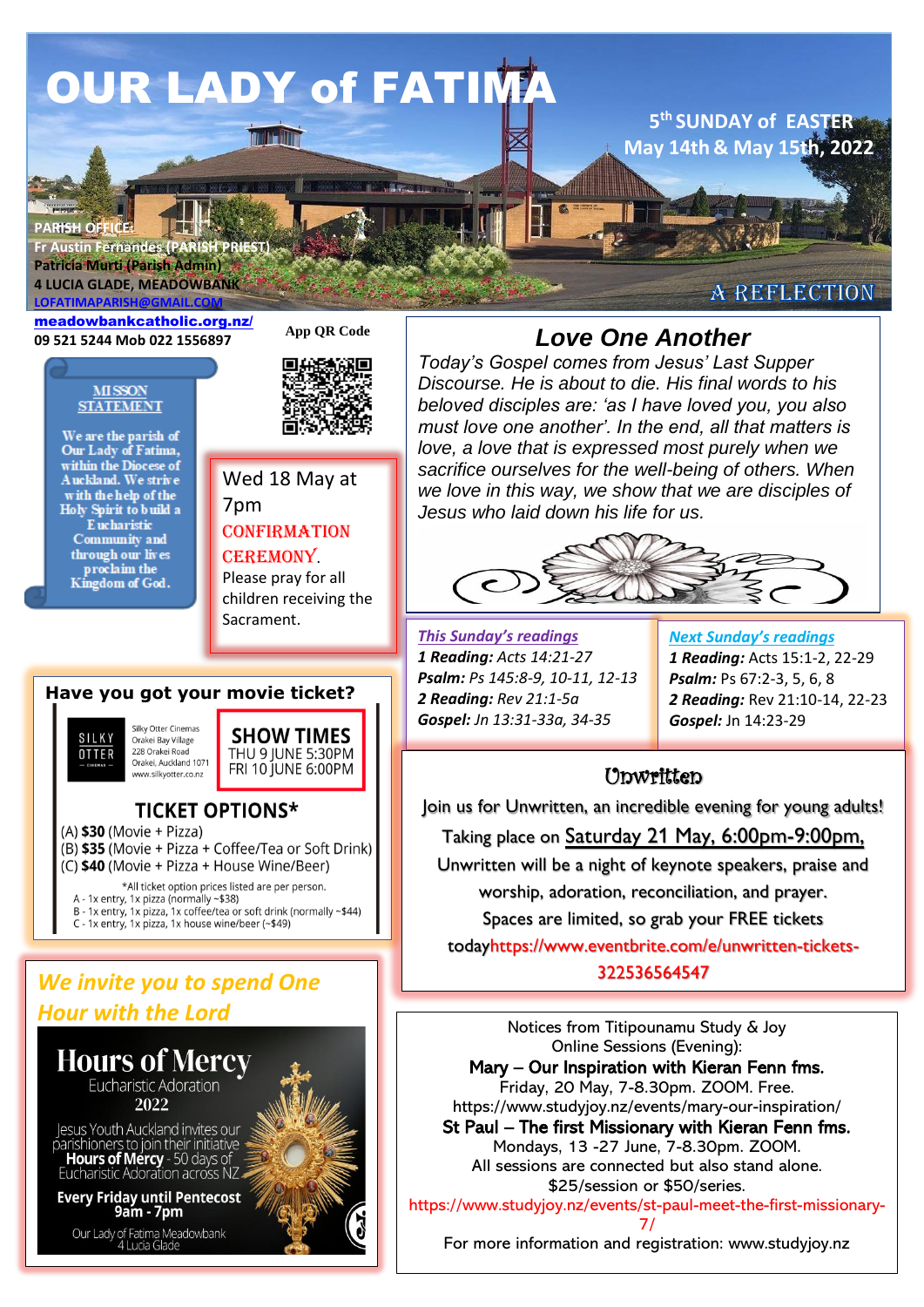# OUR LADY of FATIMA

**5th SUNDAY of EASTER**
**May 14th & May 15th, 2022**

**PARISH OFFICE:**
**Fr Austin Fernandes (PARISH PRIEST)**
**Patricia Murti (Parish Admin)**
**4 LUCIA GLADE, MEADOWBANK**
**LOFATIMAPARISH@GMAIL.COM**
**meadowbankcatholic.org.nz/**
**09 521 5244 Mob 022 1556897**

App QR Code

## MISSON STATEMENT

We are the parish of Our Lady of Fatima, within the Diocese of Auckland. We strive with the help of the Holy Spirit to build a Eucharistic Community and through our lives proclaim the Kingdom of God.

Wed 18 May at 7pm
CONFIRMATION CEREMONY.
Please pray for all children receiving the Sacrament.

## A REFLECTION

### *Love One Another*

*Today's Gospel comes from Jesus' Last Supper Discourse. He is about to die. His final words to his beloved disciples are: 'as I have loved you, you also must love one another'. In the end, all that matters is love, a love that is expressed most purely when we sacrifice ourselves for the well-being of others. When we love in this way, we show that we are disciples of Jesus who laid down his life for us.*

***This Sunday's readings***
***1 Reading:*** *Acts 14:21-27*
***Psalm:*** *Ps 145:8-9, 10-11, 12-13*
***2 Reading:*** *Rev 21:1-5a*
***Gospel:*** *Jn 13:31-33a, 34-35*

***Next Sunday's readings***
***1 Reading:*** Acts 15:1-2, 22-29
***Psalm:*** Ps 67:2-3, 5, 6, 8
***2 Reading:*** Rev 21:10-14, 22-23
***Gospel:*** Jn 14:23-29

## Have you got your movie ticket?

SILKY OTTER CINEMAS
Silky Otter Cinemas
Orakei Bay Village
228 Orakei Road
Orakei, Auckland 1071
www.silkyotter.co.nz

**SHOW TIMES**
THU 9 JUNE 5:30PM
FRI 10 JUNE 6:00PM

**TICKET OPTIONS***
(A) **$30** (Movie + Pizza)
(B) **$35** (Movie + Pizza + Coffee/Tea or Soft Drink)
(C) **$40** (Movie + Pizza + House Wine/Beer)

*All ticket option prices listed are per person.
A - 1x entry, 1x pizza (normally ~$38)
B - 1x entry, 1x pizza, 1x coffee/tea or soft drink (normally ~$44)
C - 1x entry, 1x pizza, 1x house wine/beer (~$49)

## Unwritten

Join us for Unwritten, an incredible evening for young adults!
Taking place on Saturday 21 May, 6:00pm-9:00pm,
Unwritten will be a night of keynote speakers, praise and worship, adoration, reconciliation, and prayer.
Spaces are limited, so grab your FREE tickets today https://www.eventbrite.com/e/unwritten-tickets-322536564547

## *We invite you to spend One Hour with the Lord*

**Hours of Mercy**
Eucharistic Adoration
**2022**

Jesus Youth Auckland invites our parishioners to join their initiative **Hours of Mercy** - 50 days of Eucharistic Adoration across NZ

**Every Friday until Pentecost**
**9am - 7pm**

Our Lady of Fatima Meadowbank
4 Lucia Glade

Notices from Titipounamu Study & Joy
Online Sessions (Evening):
**Mary – Our Inspiration with Kieran Fenn fms.**
Friday, 20 May, 7-8.30pm. ZOOM. Free.
https://www.studyjoy.nz/events/mary-our-inspiration/
**St Paul – The first Missionary with Kieran Fenn fms.**
Mondays, 13 -27 June, 7-8.30pm. ZOOM.
All sessions are connected but also stand alone.
$25/session or $50/series.
https://www.studyjoy.nz/events/st-paul-meet-the-first-missionary-7/
For more information and registration: www.studyjoy.nz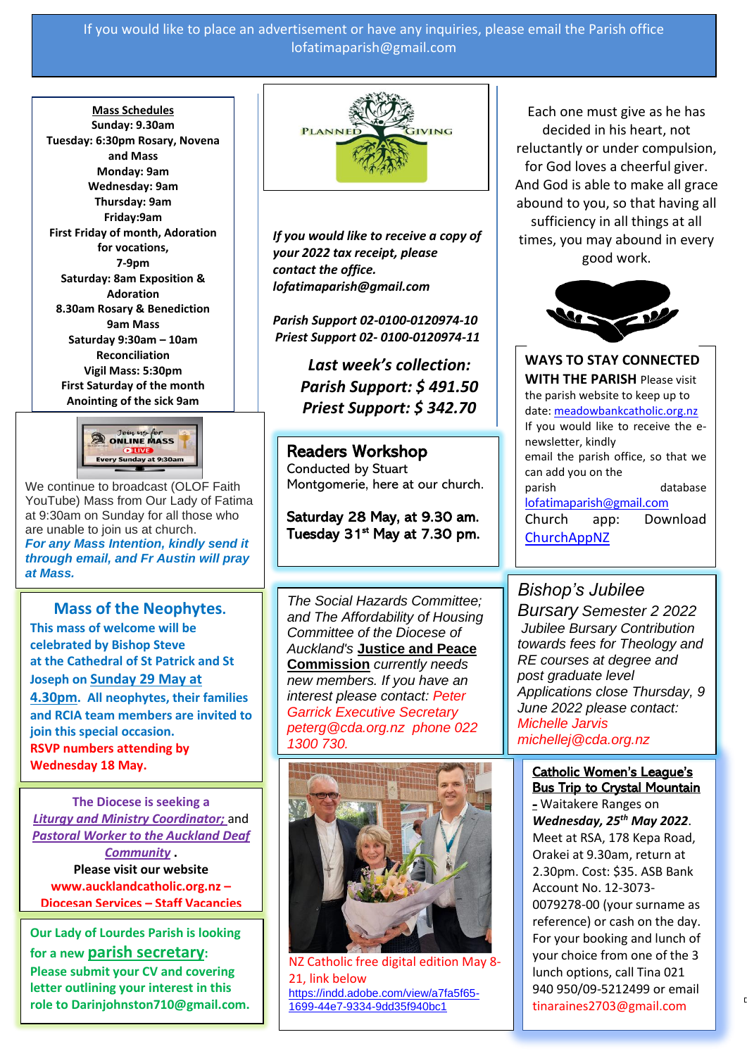If you would like to place an advertisement or have any inquiries, please email the Parish office lofatimaparish@gmail.com

**Mass Schedules**

**Sunday: 9.30am**
**Tuesday: 6:30pm Rosary, Novena and Mass**
**Monday: 9am**
**Wednesday: 9am**
**Thursday: 9am**
**Friday:9am**
**First Friday of month, Adoration for vocations, 7-9pm**
**Saturday: 8am Exposition & Adoration**
**8.30am Rosary & Benediction**
**9am Mass**
**Saturday 9:30am – 10am Reconciliation**
**Vigil Mass: 5:30pm**
**First Saturday of the month Anointing of the sick 9am**

Join us for ONLINE MASS LIVE Every Sunday at 9:30am

We continue to broadcast (OLOF Faith YouTube) Mass from Our Lady of Fatima at 9:30am on Sunday for all those who are unable to join us at church.

***For any Mass Intention, kindly send it through email, and Fr Austin will pray at Mass.***

## Mass of the Neophytes.

**This mass of welcome will be celebrated by Bishop Steve at the Cathedral of St Patrick and St Joseph on Sunday 29 May at 4.30pm. All neophytes, their families and RCIA team members are invited to join this special occasion.**

**RSVP numbers attending by Wednesday 18 May.**

**The Diocese is seeking a** ***Liturgy and Ministry Coordinator;*** and ***Pastoral Worker to the Auckland Deaf Community*** **.**
**Please visit our website**
**www.aucklandcatholic.org.nz – Diocesan Services – Staff Vacancies**

**Our Lady of Lourdes Parish is looking for a new parish secretary: Please submit your CV and covering letter outlining your interest in this role to Darinjohnston710@gmail.com.**

PLANNED GIVING

***If you would like to receive a copy of your 2022 tax receipt, please contact the office.***
***lofatimaparish@gmail.com***

***Parish Support 02-0100-0120974-10***
***Priest Support 02- 0100-0120974-11***

***Last week's collection:***
***Parish Support: $ 491.50***
***Priest Support: $ 342.70***

## Readers Workshop

Conducted by Stuart Montgomerie, here at our church.

**Saturday 28 May, at 9.30 am.**
**Tuesday 31st May at 7.30 pm.**

*The Social Hazards Committee; and The Affordability of Housing Committee of the Diocese of Auckland's* **Justice and Peace Commission** *currently needs new members. If you have an interest please contact: Peter Garrick Executive Secretary peterg@cda.org.nz phone 022 1300 730.*

NZ Catholic free digital edition May 8-21, link below
https://indd.adobe.com/view/a7fa5f65-1699-44e7-9334-9dd35f940bc1

Each one must give as he has decided in his heart, not reluctantly or under compulsion, for God loves a cheerful giver. And God is able to make all grace abound to you, so that having all sufficiency in all things at all times, you may abound in every good work.

**WAYS TO STAY CONNECTED WITH THE PARISH** Please visit the parish website to keep up to date: meadowbankcatholic.org.nz
If you would like to receive the e-newsletter, kindly email the parish office, so that we can add you on the parish database lofatimaparish@gmail.com
Church app: Download ChurchAppNZ

## *Bishop's Jubilee Bursary Semester 2 2022*

*Jubilee Bursary Contribution towards fees for Theology and RE courses at degree and post graduate level*
*Applications close Thursday, 9 June 2022 please contact: Michelle Jarvis michellej@cda.org.nz*

**Catholic Women's League's Bus Trip to Crystal Mountain** - Waitakere Ranges on ***Wednesday, 25th May 2022***. Meet at RSA, 178 Kepa Road, Orakei at 9.30am, return at 2.30pm. Cost: $35. ASB Bank Account No. 12-3073-0079278-00 (your surname as reference) or cash on the day. For your booking and lunch of your choice from one of the 3 lunch options, call Tina 021 940 950/09-5212499 or email tinaraines2703@gmail.com